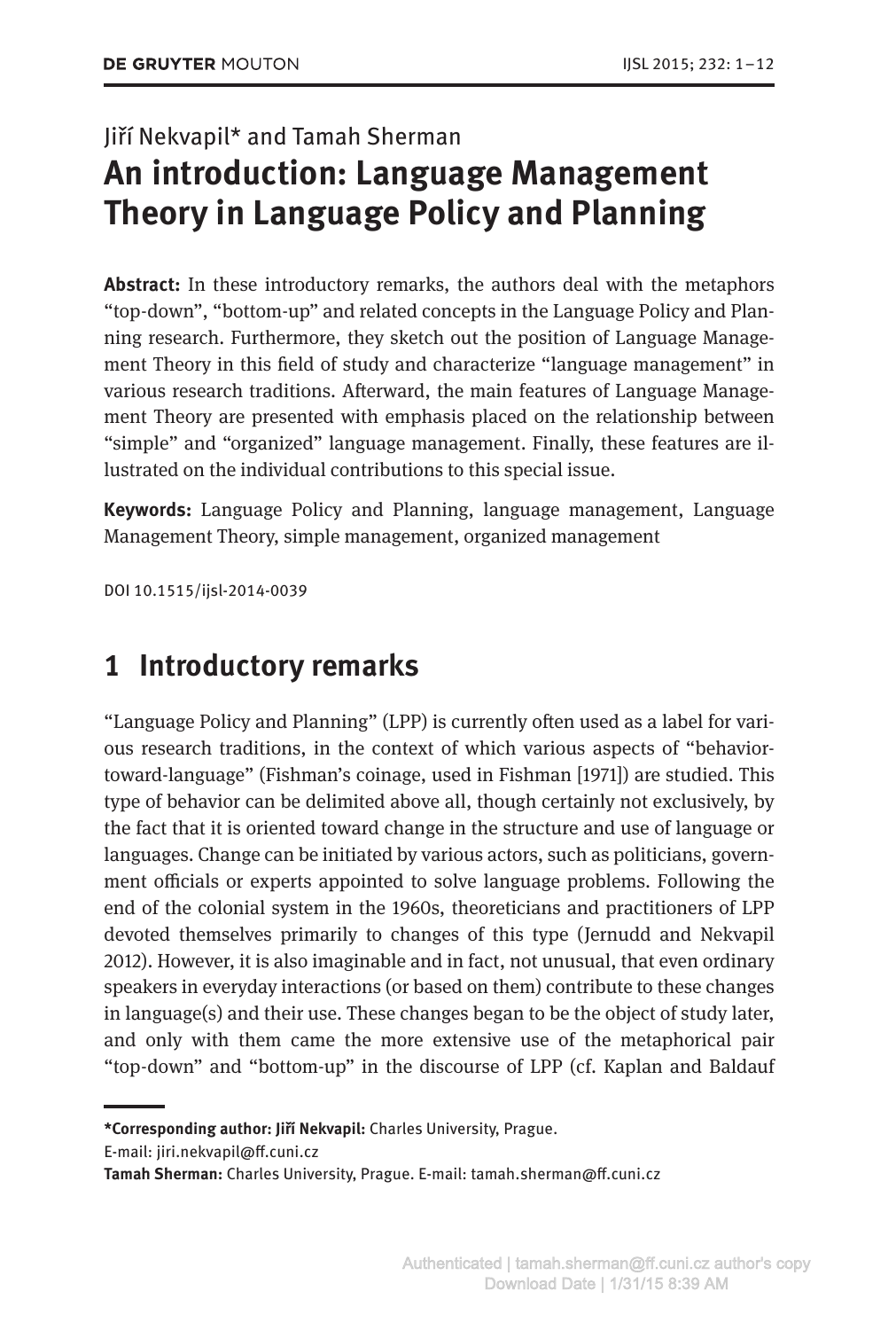Jiří Nekvapil* and Tamah Sherman

# An introduction: Language Management Theory in Language Policy and Planning

**Abstract:** In these introductory remarks, the authors deal with the metaphors "top-down", "bottom-up" and related concepts in the Language Policy and Planning research. Furthermore, they sketch out the position of Language Management Theory in this field of study and characterize "language management" in various research traditions. Afterward, the main features of Language Management Theory are presented with emphasis placed on the relationship between "simple" and "organized" language management. Finally, these features are illustrated on the individual contributions to this special issue.

**Keywords:** Language Policy and Planning, language management, Language Management Theory, simple management, organized management

DOI 10.1515/ijsl-2014-0039

## 1 Introductory remarks

"Language Policy and Planning" (LPP) is currently often used as a label for various research traditions, in the context of which various aspects of "behavior-toward-language" (Fishman's coinage, used in Fishman [1971]) are studied. This type of behavior can be delimited above all, though certainly not exclusively, by the fact that it is oriented toward change in the structure and use of language or languages. Change can be initiated by various actors, such as politicians, government officials or experts appointed to solve language problems. Following the end of the colonial system in the 1960s, theoreticians and practitioners of LPP devoted themselves primarily to changes of this type (Jernudd and Nekvapil 2012). However, it is also imaginable and in fact, not unusual, that even ordinary speakers in everyday interactions (or based on them) contribute to these changes in language(s) and their use. These changes began to be the object of study later, and only with them came the more extensive use of the metaphorical pair "top-down" and "bottom-up" in the discourse of LPP (cf. Kaplan and Baldauf

---

***Corresponding author: Jiří Nekvapil:** Charles University, Prague.
E-mail: jiri.nekvapil@ff.cuni.cz
**Tamah Sherman:** Charles University, Prague. E-mail: tamah.sherman@ff.cuni.cz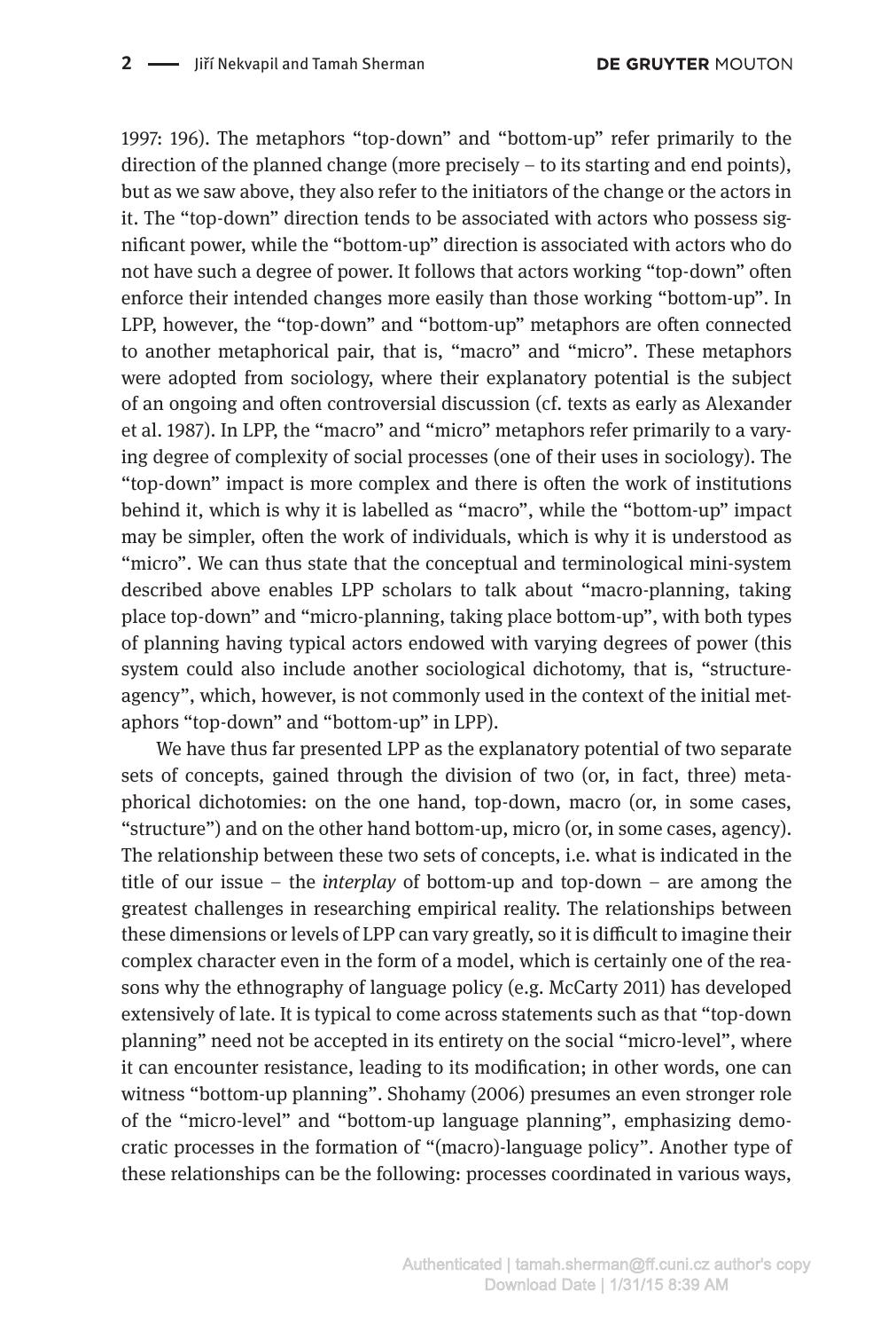1997: 196). The metaphors “top-down” and “bottom-up” refer primarily to the direction of the planned change (more precisely – to its starting and end points), but as we saw above, they also refer to the initiators of the change or the actors in it. The “top-down” direction tends to be associated with actors who possess significant power, while the “bottom-up” direction is associated with actors who do not have such a degree of power. It follows that actors working “top-down” often enforce their intended changes more easily than those working “bottom-up”. In LPP, however, the “top-down” and “bottom-up” metaphors are often connected to another metaphorical pair, that is, “macro” and “micro”. These metaphors were adopted from sociology, where their explanatory potential is the subject of an ongoing and often controversial discussion (cf. texts as early as Alexander et al. 1987). In LPP, the “macro” and “micro” metaphors refer primarily to a varying degree of complexity of social processes (one of their uses in sociology). The “top-down” impact is more complex and there is often the work of institutions behind it, which is why it is labelled as “macro”, while the “bottom-up” impact may be simpler, often the work of individuals, which is why it is understood as “micro”. We can thus state that the conceptual and terminological mini-system described above enables LPP scholars to talk about “macro-planning, taking place top-down” and “micro-planning, taking place bottom-up”, with both types of planning having typical actors endowed with varying degrees of power (this system could also include another sociological dichotomy, that is, “structure-agency”, which, however, is not commonly used in the context of the initial metaphors “top-down” and “bottom-up” in LPP).

We have thus far presented LPP as the explanatory potential of two separate sets of concepts, gained through the division of two (or, in fact, three) metaphorical dichotomies: on the one hand, top-down, macro (or, in some cases, “structure”) and on the other hand bottom-up, micro (or, in some cases, agency). The relationship between these two sets of concepts, i.e. what is indicated in the title of our issue – the *interplay* of bottom-up and top-down – are among the greatest challenges in researching empirical reality. The relationships between these dimensions or levels of LPP can vary greatly, so it is difficult to imagine their complex character even in the form of a model, which is certainly one of the reasons why the ethnography of language policy (e.g. McCarty 2011) has developed extensively of late. It is typical to come across statements such as that “top-down planning” need not be accepted in its entirety on the social “micro-level”, where it can encounter resistance, leading to its modification; in other words, one can witness “bottom-up planning”. Shohamy (2006) presumes an even stronger role of the “micro-level” and “bottom-up language planning”, emphasizing democratic processes in the formation of “(macro)-language policy”. Another type of these relationships can be the following: processes coordinated in various ways,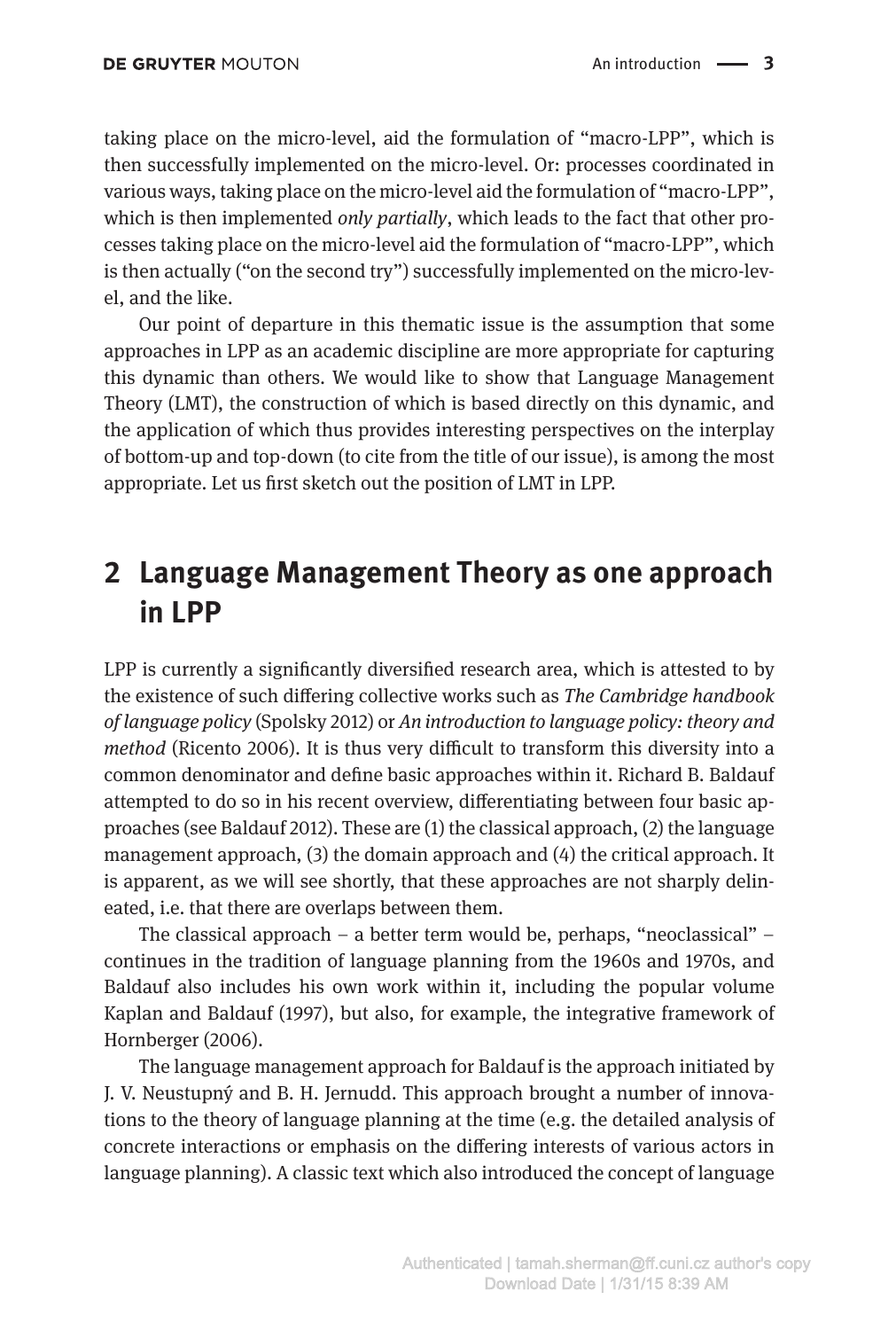taking place on the micro-level, aid the formulation of "macro-LPP", which is then successfully implemented on the micro-level. Or: processes coordinated in various ways, taking place on the micro-level aid the formulation of "macro-LPP", which is then implemented *only partially*, which leads to the fact that other processes taking place on the micro-level aid the formulation of "macro-LPP", which is then actually ("on the second try") successfully implemented on the micro-level, and the like.

Our point of departure in this thematic issue is the assumption that some approaches in LPP as an academic discipline are more appropriate for capturing this dynamic than others. We would like to show that Language Management Theory (LMT), the construction of which is based directly on this dynamic, and the application of which thus provides interesting perspectives on the interplay of bottom-up and top-down (to cite from the title of our issue), is among the most appropriate. Let us first sketch out the position of LMT in LPP.

## 2 Language Management Theory as one approach in LPP

LPP is currently a significantly diversified research area, which is attested to by the existence of such differing collective works such as *The Cambridge handbook of language policy* (Spolsky 2012) or *An introduction to language policy: theory and method* (Ricento 2006). It is thus very difficult to transform this diversity into a common denominator and define basic approaches within it. Richard B. Baldauf attempted to do so in his recent overview, differentiating between four basic approaches (see Baldauf 2012). These are (1) the classical approach, (2) the language management approach, (3) the domain approach and (4) the critical approach. It is apparent, as we will see shortly, that these approaches are not sharply delineated, i.e. that there are overlaps between them.

The classical approach – a better term would be, perhaps, "neoclassical" – continues in the tradition of language planning from the 1960s and 1970s, and Baldauf also includes his own work within it, including the popular volume Kaplan and Baldauf (1997), but also, for example, the integrative framework of Hornberger (2006).

The language management approach for Baldauf is the approach initiated by J. V. Neustupný and B. H. Jernudd. This approach brought a number of innovations to the theory of language planning at the time (e.g. the detailed analysis of concrete interactions or emphasis on the differing interests of various actors in language planning). A classic text which also introduced the concept of language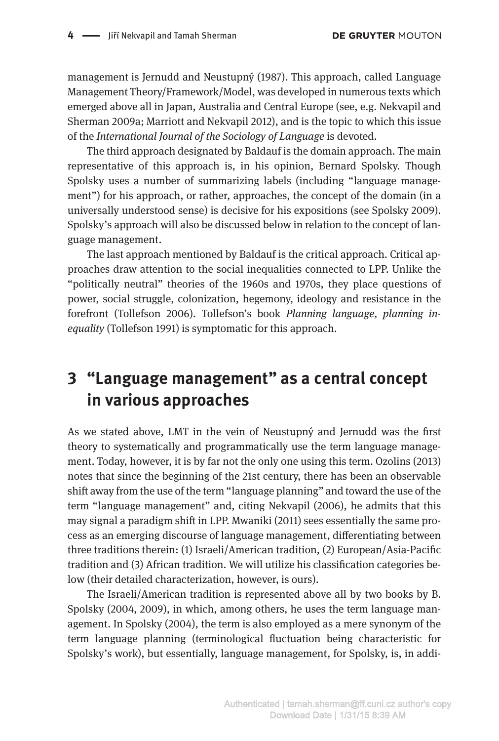management is Jernudd and Neustupný (1987). This approach, called Language Management Theory/Framework/Model, was developed in numerous texts which emerged above all in Japan, Australia and Central Europe (see, e.g. Nekvapil and Sherman 2009a; Marriott and Nekvapil 2012), and is the topic to which this issue of the *International Journal of the Sociology of Language* is devoted.

The third approach designated by Baldauf is the domain approach. The main representative of this approach is, in his opinion, Bernard Spolsky. Though Spolsky uses a number of summarizing labels (including "language management") for his approach, or rather, approaches, the concept of the domain (in a universally understood sense) is decisive for his expositions (see Spolsky 2009). Spolsky's approach will also be discussed below in relation to the concept of language management.

The last approach mentioned by Baldauf is the critical approach. Critical approaches draw attention to the social inequalities connected to LPP. Unlike the "politically neutral" theories of the 1960s and 1970s, they place questions of power, social struggle, colonization, hegemony, ideology and resistance in the forefront (Tollefson 2006). Tollefson's book *Planning language, planning inequality* (Tollefson 1991) is symptomatic for this approach.

## 3 "Language management" as a central concept in various approaches

As we stated above, LMT in the vein of Neustupný and Jernudd was the first theory to systematically and programmatically use the term language management. Today, however, it is by far not the only one using this term. Ozolins (2013) notes that since the beginning of the 21st century, there has been an observable shift away from the use of the term "language planning" and toward the use of the term "language management" and, citing Nekvapil (2006), he admits that this may signal a paradigm shift in LPP. Mwaniki (2011) sees essentially the same process as an emerging discourse of language management, differentiating between three traditions therein: (1) Israeli/American tradition, (2) European/Asia-Pacific tradition and (3) African tradition. We will utilize his classification categories below (their detailed characterization, however, is ours).

The Israeli/American tradition is represented above all by two books by B. Spolsky (2004, 2009), in which, among others, he uses the term language management. In Spolsky (2004), the term is also employed as a mere synonym of the term language planning (terminological fluctuation being characteristic for Spolsky's work), but essentially, language management, for Spolsky, is, in addi-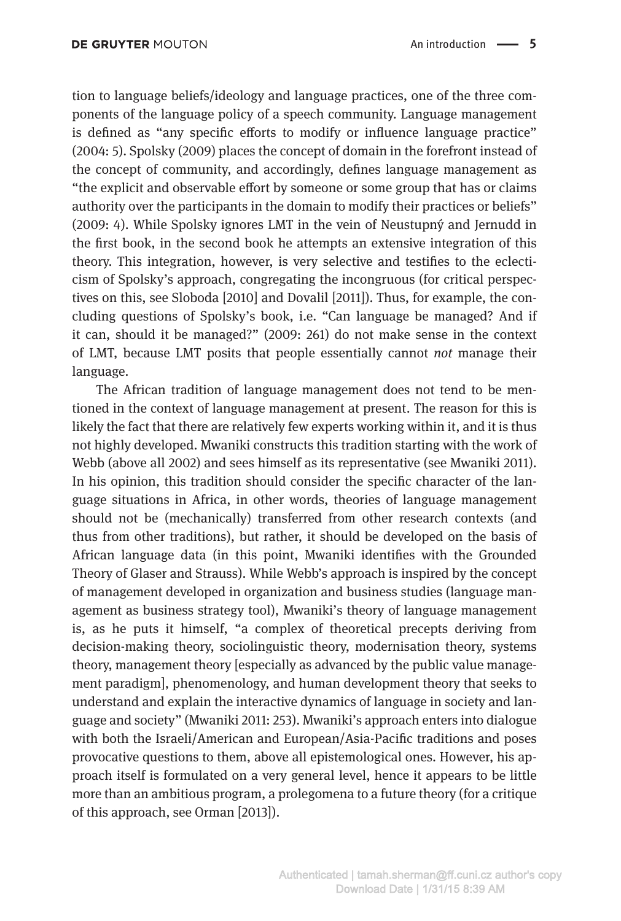tion to language beliefs/ideology and language practices, one of the three components of the language policy of a speech community. Language management is defined as "any specific efforts to modify or influence language practice" (2004: 5). Spolsky (2009) places the concept of domain in the forefront instead of the concept of community, and accordingly, defines language management as "the explicit and observable effort by someone or some group that has or claims authority over the participants in the domain to modify their practices or beliefs" (2009: 4). While Spolsky ignores LMT in the vein of Neustupný and Jernudd in the first book, in the second book he attempts an extensive integration of this theory. This integration, however, is very selective and testifies to the eclecticism of Spolsky's approach, congregating the incongruous (for critical perspectives on this, see Sloboda [2010] and Dovalil [2011]). Thus, for example, the concluding questions of Spolsky's book, i.e. "Can language be managed? And if it can, should it be managed?" (2009: 261) do not make sense in the context of LMT, because LMT posits that people essentially cannot *not* manage their language.

The African tradition of language management does not tend to be mentioned in the context of language management at present. The reason for this is likely the fact that there are relatively few experts working within it, and it is thus not highly developed. Mwaniki constructs this tradition starting with the work of Webb (above all 2002) and sees himself as its representative (see Mwaniki 2011). In his opinion, this tradition should consider the specific character of the language situations in Africa, in other words, theories of language management should not be (mechanically) transferred from other research contexts (and thus from other traditions), but rather, it should be developed on the basis of African language data (in this point, Mwaniki identifies with the Grounded Theory of Glaser and Strauss). While Webb's approach is inspired by the concept of management developed in organization and business studies (language management as business strategy tool), Mwaniki's theory of language management is, as he puts it himself, "a complex of theoretical precepts deriving from decision-making theory, sociolinguistic theory, modernisation theory, systems theory, management theory [especially as advanced by the public value management paradigm], phenomenology, and human development theory that seeks to understand and explain the interactive dynamics of language in society and language and society" (Mwaniki 2011: 253). Mwaniki's approach enters into dialogue with both the Israeli/American and European/Asia-Pacific traditions and poses provocative questions to them, above all epistemological ones. However, his approach itself is formulated on a very general level, hence it appears to be little more than an ambitious program, a prolegomena to a future theory (for a critique of this approach, see Orman [2013]).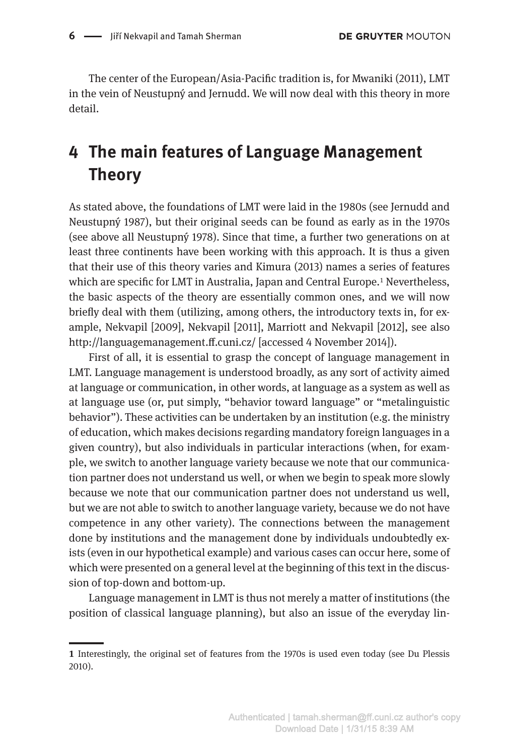The center of the European/Asia-Pacific tradition is, for Mwaniki (2011), LMT in the vein of Neustupný and Jernudd. We will now deal with this theory in more detail.

# 4 The main features of Language Management Theory

As stated above, the foundations of LMT were laid in the 1980s (see Jernudd and Neustupný 1987), but their original seeds can be found as early as in the 1970s (see above all Neustupný 1978). Since that time, a further two generations on at least three continents have been working with this approach. It is thus a given that their use of this theory varies and Kimura (2013) names a series of features which are specific for LMT in Australia, Japan and Central Europe.[1] Nevertheless, the basic aspects of the theory are essentially common ones, and we will now briefly deal with them (utilizing, among others, the introductory texts in, for example, Nekvapil [2009], Nekvapil [2011], Marriott and Nekvapil [2012], see also http://languagemanagement.ff.cuni.cz/ [accessed 4 November 2014]).

First of all, it is essential to grasp the concept of language management in LMT. Language management is understood broadly, as any sort of activity aimed at language or communication, in other words, at language as a system as well as at language use (or, put simply, "behavior toward language" or "metalinguistic behavior"). These activities can be undertaken by an institution (e.g. the ministry of education, which makes decisions regarding mandatory foreign languages in a given country), but also individuals in particular interactions (when, for example, we switch to another language variety because we note that our communication partner does not understand us well, or when we begin to speak more slowly because we note that our communication partner does not understand us well, but we are not able to switch to another language variety, because we do not have competence in any other variety). The connections between the management done by institutions and the management done by individuals undoubtedly exists (even in our hypothetical example) and various cases can occur here, some of which were presented on a general level at the beginning of this text in the discussion of top-down and bottom-up.

Language management in LMT is thus not merely a matter of institutions (the position of classical language planning), but also an issue of the everyday lin-

---

1 Interestingly, the original set of features from the 1970s is used even today (see Du Plessis 2010).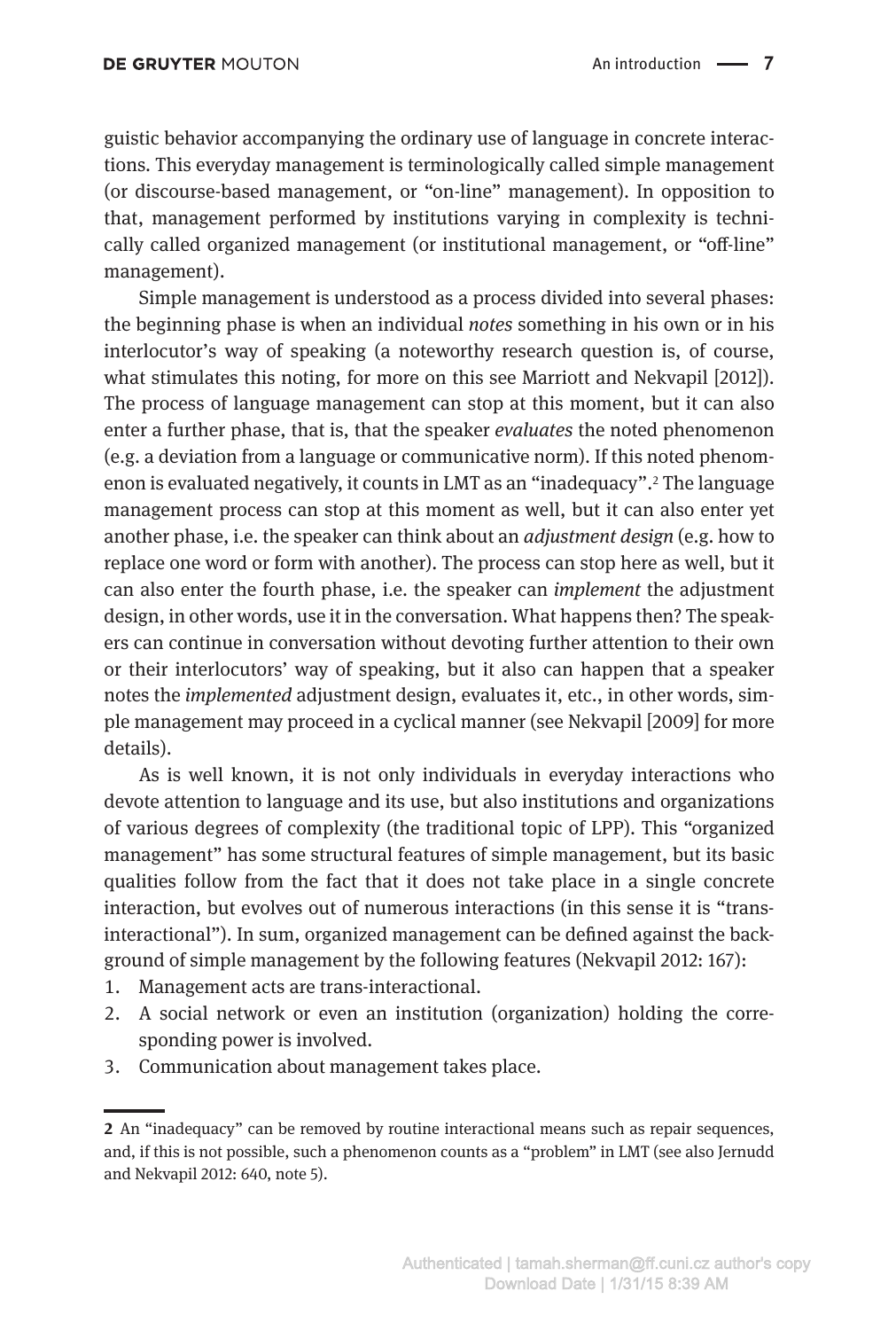guistic behavior accompanying the ordinary use of language in concrete interactions. This everyday management is terminologically called simple management (or discourse-based management, or "on-line" management). In opposition to that, management performed by institutions varying in complexity is technically called organized management (or institutional management, or "off-line" management).

Simple management is understood as a process divided into several phases: the beginning phase is when an individual *notes* something in his own or in his interlocutor's way of speaking (a noteworthy research question is, of course, what stimulates this noting, for more on this see Marriott and Nekvapil [2012]). The process of language management can stop at this moment, but it can also enter a further phase, that is, that the speaker *evaluates* the noted phenomenon (e.g. a deviation from a language or communicative norm). If this noted phenomenon is evaluated negatively, it counts in LMT as an "inadequacy".[2] The language management process can stop at this moment as well, but it can also enter yet another phase, i.e. the speaker can think about an *adjustment design* (e.g. how to replace one word or form with another). The process can stop here as well, but it can also enter the fourth phase, i.e. the speaker can *implement* the adjustment design, in other words, use it in the conversation. What happens then? The speakers can continue in conversation without devoting further attention to their own or their interlocutors' way of speaking, but it also can happen that a speaker notes the *implemented* adjustment design, evaluates it, etc., in other words, simple management may proceed in a cyclical manner (see Nekvapil [2009] for more details).

As is well known, it is not only individuals in everyday interactions who devote attention to language and its use, but also institutions and organizations of various degrees of complexity (the traditional topic of LPP). This "organized management" has some structural features of simple management, but its basic qualities follow from the fact that it does not take place in a single concrete interaction, but evolves out of numerous interactions (in this sense it is "trans-interactional"). In sum, organized management can be defined against the background of simple management by the following features (Nekvapil 2012: 167):

1. Management acts are trans-interactional.
2. A social network or even an institution (organization) holding the corresponding power is involved.
3. Communication about management takes place.

---

**2** An "inadequacy" can be removed by routine interactional means such as repair sequences, and, if this is not possible, such a phenomenon counts as a "problem" in LMT (see also Jernudd and Nekvapil 2012: 640, note 5).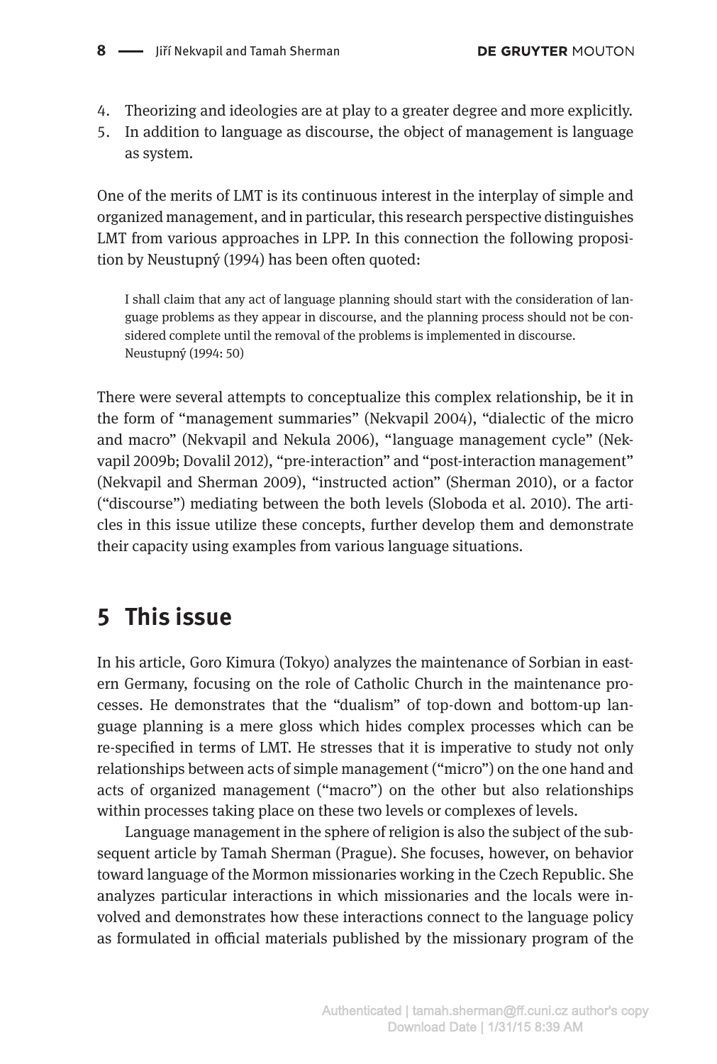4. Theorizing and ideologies are at play to a greater degree and more explicitly.
5. In addition to language as discourse, the object of management is language as system.

One of the merits of LMT is its continuous interest in the interplay of simple and organized management, and in particular, this research perspective distinguishes LMT from various approaches in LPP. In this connection the following proposition by Neustupný (1994) has been often quoted:

> I shall claim that any act of language planning should start with the consideration of language problems as they appear in discourse, and the planning process should not be considered complete until the removal of the problems is implemented in discourse.
> Neustupný (1994: 50)

There were several attempts to conceptualize this complex relationship, be it in the form of "management summaries" (Nekvapil 2004), "dialectic of the micro and macro" (Nekvapil and Nekula 2006), "language management cycle" (Nekvapil 2009b; Dovalil 2012), "pre-interaction" and "post-interaction management" (Nekvapil and Sherman 2009), "instructed action" (Sherman 2010), or a factor ("discourse") mediating between the both levels (Sloboda et al. 2010). The articles in this issue utilize these concepts, further develop them and demonstrate their capacity using examples from various language situations.

## 5 This issue

In his article, Goro Kimura (Tokyo) analyzes the maintenance of Sorbian in eastern Germany, focusing on the role of Catholic Church in the maintenance processes. He demonstrates that the "dualism" of top-down and bottom-up language planning is a mere gloss which hides complex processes which can be re-specified in terms of LMT. He stresses that it is imperative to study not only relationships between acts of simple management ("micro") on the one hand and acts of organized management ("macro") on the other but also relationships within processes taking place on these two levels or complexes of levels.

Language management in the sphere of religion is also the subject of the subsequent article by Tamah Sherman (Prague). She focuses, however, on behavior toward language of the Mormon missionaries working in the Czech Republic. She analyzes particular interactions in which missionaries and the locals were involved and demonstrates how these interactions connect to the language policy as formulated in official materials published by the missionary program of the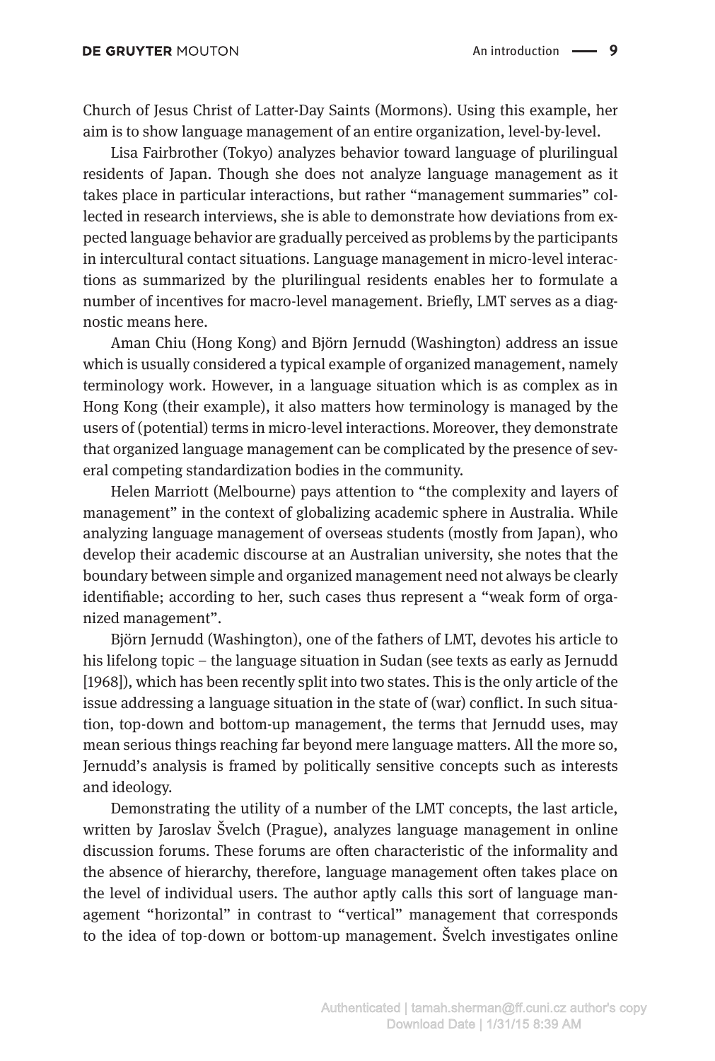Church of Jesus Christ of Latter-Day Saints (Mormons). Using this example, her aim is to show language management of an entire organization, level-by-level.

Lisa Fairbrother (Tokyo) analyzes behavior toward language of plurilingual residents of Japan. Though she does not analyze language management as it takes place in particular interactions, but rather "management summaries" collected in research interviews, she is able to demonstrate how deviations from expected language behavior are gradually perceived as problems by the participants in intercultural contact situations. Language management in micro-level interactions as summarized by the plurilingual residents enables her to formulate a number of incentives for macro-level management. Briefly, LMT serves as a diagnostic means here.

Aman Chiu (Hong Kong) and Björn Jernudd (Washington) address an issue which is usually considered a typical example of organized management, namely terminology work. However, in a language situation which is as complex as in Hong Kong (their example), it also matters how terminology is managed by the users of (potential) terms in micro-level interactions. Moreover, they demonstrate that organized language management can be complicated by the presence of several competing standardization bodies in the community.

Helen Marriott (Melbourne) pays attention to "the complexity and layers of management" in the context of globalizing academic sphere in Australia. While analyzing language management of overseas students (mostly from Japan), who develop their academic discourse at an Australian university, she notes that the boundary between simple and organized management need not always be clearly identifiable; according to her, such cases thus represent a "weak form of organized management".

Björn Jernudd (Washington), one of the fathers of LMT, devotes his article to his lifelong topic – the language situation in Sudan (see texts as early as Jernudd [1968]), which has been recently split into two states. This is the only article of the issue addressing a language situation in the state of (war) conflict. In such situation, top-down and bottom-up management, the terms that Jernudd uses, may mean serious things reaching far beyond mere language matters. All the more so, Jernudd's analysis is framed by politically sensitive concepts such as interests and ideology.

Demonstrating the utility of a number of the LMT concepts, the last article, written by Jaroslav Švelch (Prague), analyzes language management in online discussion forums. These forums are often characteristic of the informality and the absence of hierarchy, therefore, language management often takes place on the level of individual users. The author aptly calls this sort of language management "horizontal" in contrast to "vertical" management that corresponds to the idea of top-down or bottom-up management. Švelch investigates online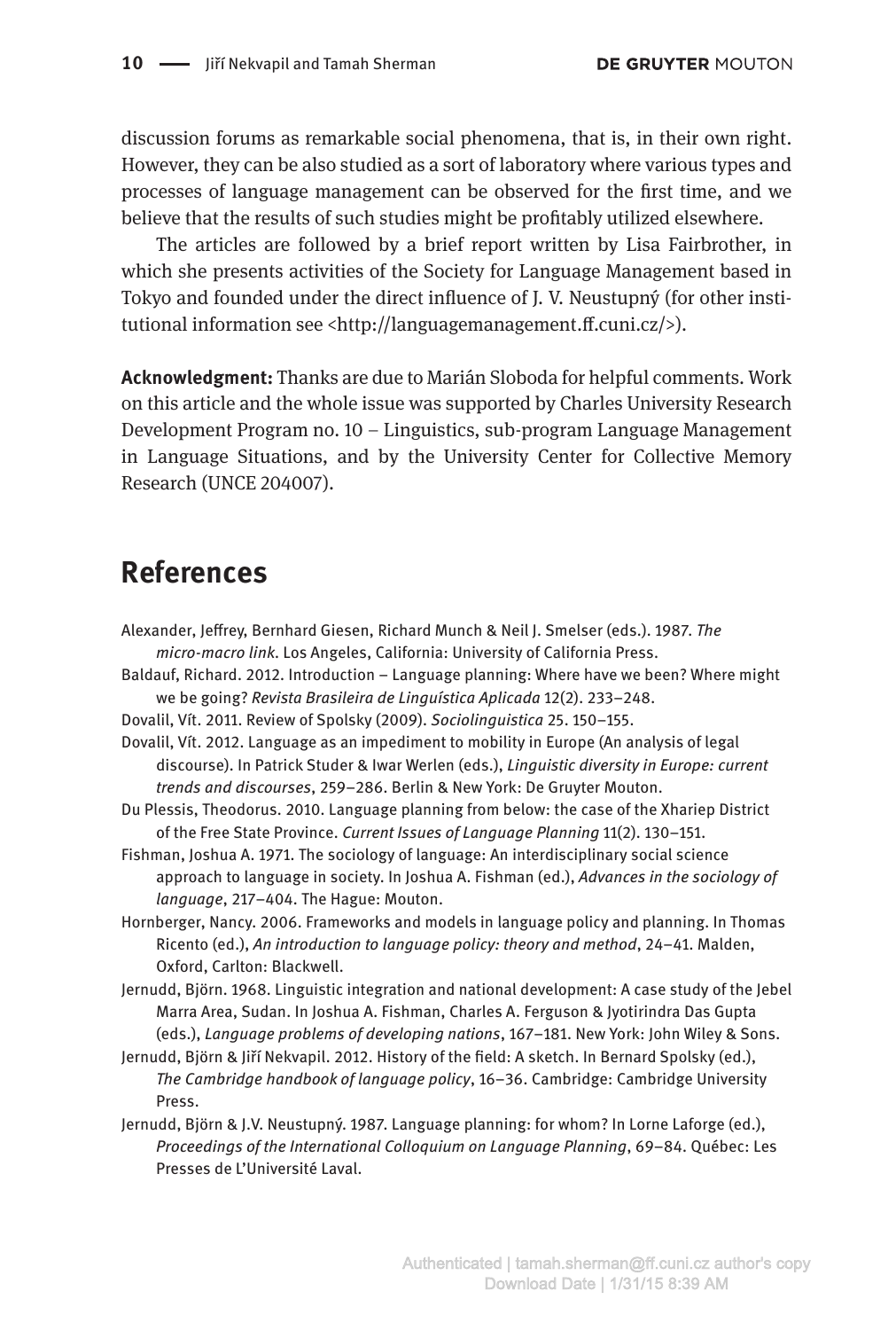discussion forums as remarkable social phenomena, that is, in their own right. However, they can be also studied as a sort of laboratory where various types and processes of language management can be observed for the first time, and we believe that the results of such studies might be profitably utilized elsewhere.

The articles are followed by a brief report written by Lisa Fairbrother, in which she presents activities of the Society for Language Management based in Tokyo and founded under the direct influence of J. V. Neustupný (for other institutional information see <http://languagemanagement.ff.cuni.cz/>).

**Acknowledgment:** Thanks are due to Marián Sloboda for helpful comments. Work on this article and the whole issue was supported by Charles University Research Development Program no. 10 – Linguistics, sub-program Language Management in Language Situations, and by the University Center for Collective Memory Research (UNCE 204007).

## References

Alexander, Jeffrey, Bernhard Giesen, Richard Munch & Neil J. Smelser (eds.). 1987. *The micro-macro link*. Los Angeles, California: University of California Press.

Baldauf, Richard. 2012. Introduction – Language planning: Where have we been? Where might we be going? *Revista Brasileira de Linguística Aplicada* 12(2). 233–248.

Dovalil, Vít. 2011. Review of Spolsky (2009). *Sociolinguistica* 25. 150–155.

Dovalil, Vít. 2012. Language as an impediment to mobility in Europe (An analysis of legal discourse). In Patrick Studer & Iwar Werlen (eds.), *Linguistic diversity in Europe: current trends and discourses*, 259–286. Berlin & New York: De Gruyter Mouton.

Du Plessis, Theodorus. 2010. Language planning from below: the case of the Xhariep District of the Free State Province. *Current Issues of Language Planning* 11(2). 130–151.

Fishman, Joshua A. 1971. The sociology of language: An interdisciplinary social science approach to language in society. In Joshua A. Fishman (ed.), *Advances in the sociology of language*, 217–404. The Hague: Mouton.

Hornberger, Nancy. 2006. Frameworks and models in language policy and planning. In Thomas Ricento (ed.), *An introduction to language policy: theory and method*, 24–41. Malden, Oxford, Carlton: Blackwell.

Jernudd, Björn. 1968. Linguistic integration and national development: A case study of the Jebel Marra Area, Sudan. In Joshua A. Fishman, Charles A. Ferguson & Jyotirindra Das Gupta (eds.), *Language problems of developing nations*, 167–181. New York: John Wiley & Sons.

Jernudd, Björn & Jiří Nekvapil. 2012. History of the field: A sketch. In Bernard Spolsky (ed.), *The Cambridge handbook of language policy*, 16–36. Cambridge: Cambridge University Press.

Jernudd, Björn & J.V. Neustupný. 1987. Language planning: for whom? In Lorne Laforge (ed.), *Proceedings of the International Colloquium on Language Planning*, 69–84. Québec: Les Presses de L'Université Laval.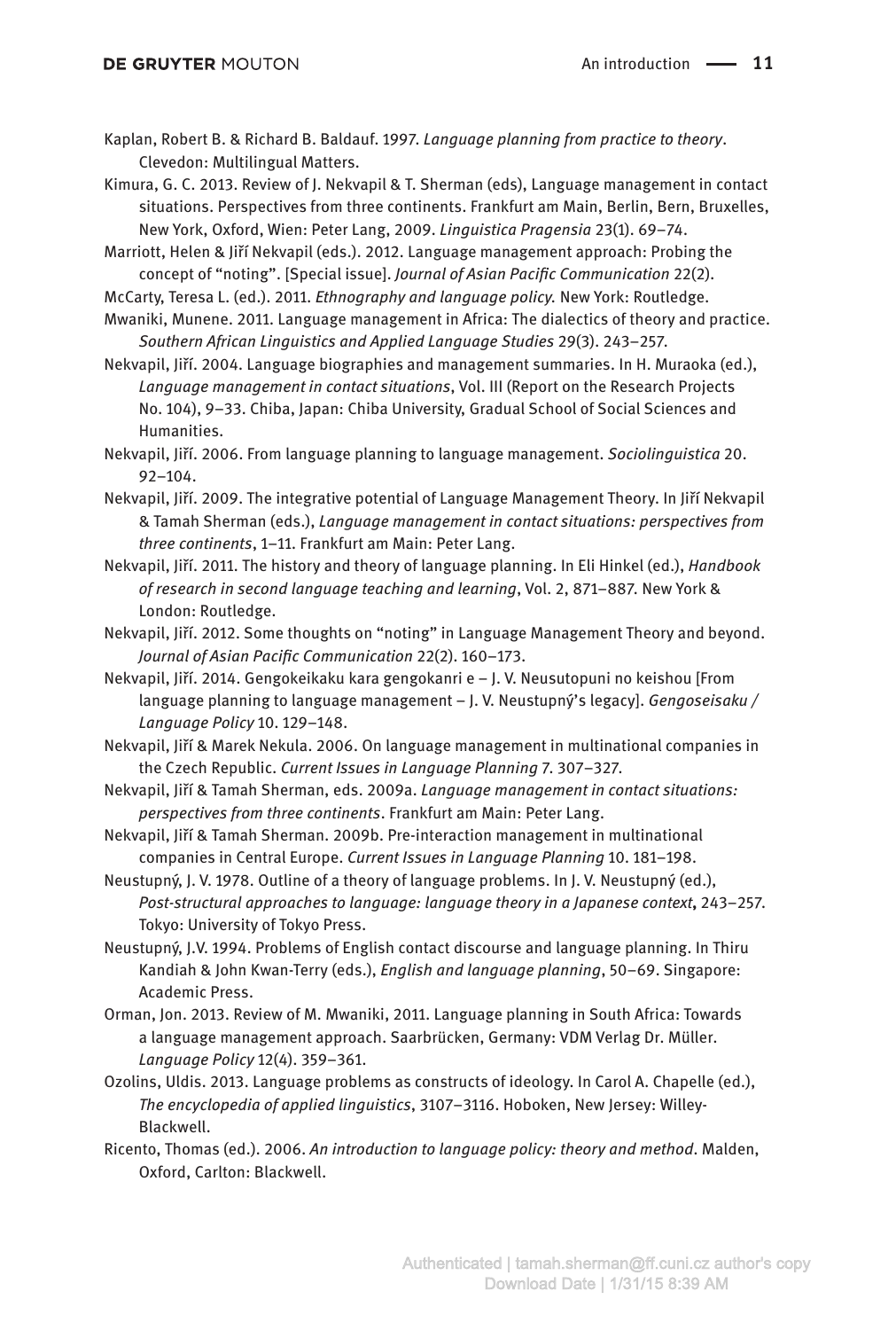Kaplan, Robert B. & Richard B. Baldauf. 1997. *Language planning from practice to theory*. Clevedon: Multilingual Matters.

Kimura, G. C. 2013. Review of J. Nekvapil & T. Sherman (eds), Language management in contact situations. Perspectives from three continents. Frankfurt am Main, Berlin, Bern, Bruxelles, New York, Oxford, Wien: Peter Lang, 2009. *Linguistica Pragensia* 23(1). 69–74.

Marriott, Helen & Jiří Nekvapil (eds.). 2012. Language management approach: Probing the concept of "noting". [Special issue]. *Journal of Asian Pacific Communication* 22(2).

McCarty, Teresa L. (ed.). 2011. *Ethnography and language policy.* New York: Routledge.

Mwaniki, Munene. 2011. Language management in Africa: The dialectics of theory and practice. *Southern African Linguistics and Applied Language Studies* 29(3). 243–257.

Nekvapil, Jiří. 2004. Language biographies and management summaries. In H. Muraoka (ed.), *Language management in contact situations*, Vol. III (Report on the Research Projects No. 104), 9–33. Chiba, Japan: Chiba University, Gradual School of Social Sciences and Humanities.

Nekvapil, Jiří. 2006. From language planning to language management. *Sociolinguistica* 20. 92–104.

Nekvapil, Jiří. 2009. The integrative potential of Language Management Theory. In Jiří Nekvapil & Tamah Sherman (eds.), *Language management in contact situations: perspectives from three continents*, 1–11. Frankfurt am Main: Peter Lang.

Nekvapil, Jiří. 2011. The history and theory of language planning. In Eli Hinkel (ed.), *Handbook of research in second language teaching and learning*, Vol. 2, 871–887. New York & London: Routledge.

Nekvapil, Jiří. 2012. Some thoughts on "noting" in Language Management Theory and beyond. *Journal of Asian Pacific Communication* 22(2). 160–173.

Nekvapil, Jiří. 2014. Gengokeikaku kara gengokanri e – J. V. Neusutopuni no keishou [From language planning to language management – J. V. Neustupný's legacy]. *Gengoseisaku / Language Policy* 10. 129–148.

Nekvapil, Jiří & Marek Nekula. 2006. On language management in multinational companies in the Czech Republic. *Current Issues in Language Planning* 7. 307–327.

Nekvapil, Jiří & Tamah Sherman, eds. 2009a. *Language management in contact situations: perspectives from three continents*. Frankfurt am Main: Peter Lang.

Nekvapil, Jiří & Tamah Sherman. 2009b. Pre-interaction management in multinational companies in Central Europe. *Current Issues in Language Planning* 10. 181–198.

Neustupný, J. V. 1978. Outline of a theory of language problems. In J. V. Neustupný (ed.), *Post-structural approaches to language: language theory in a Japanese context*, 243–257. Tokyo: University of Tokyo Press.

Neustupný, J.V. 1994. Problems of English contact discourse and language planning. In Thiru Kandiah & John Kwan-Terry (eds.), *English and language planning*, 50–69. Singapore: Academic Press.

Orman, Jon. 2013. Review of M. Mwaniki, 2011. Language planning in South Africa: Towards a language management approach. Saarbrücken, Germany: VDM Verlag Dr. Müller. *Language Policy* 12(4). 359–361.

Ozolins, Uldis. 2013. Language problems as constructs of ideology. In Carol A. Chapelle (ed.), *The encyclopedia of applied linguistics*, 3107–3116. Hoboken, New Jersey: Willey-Blackwell.

Ricento, Thomas (ed.). 2006. *An introduction to language policy: theory and method*. Malden, Oxford, Carlton: Blackwell.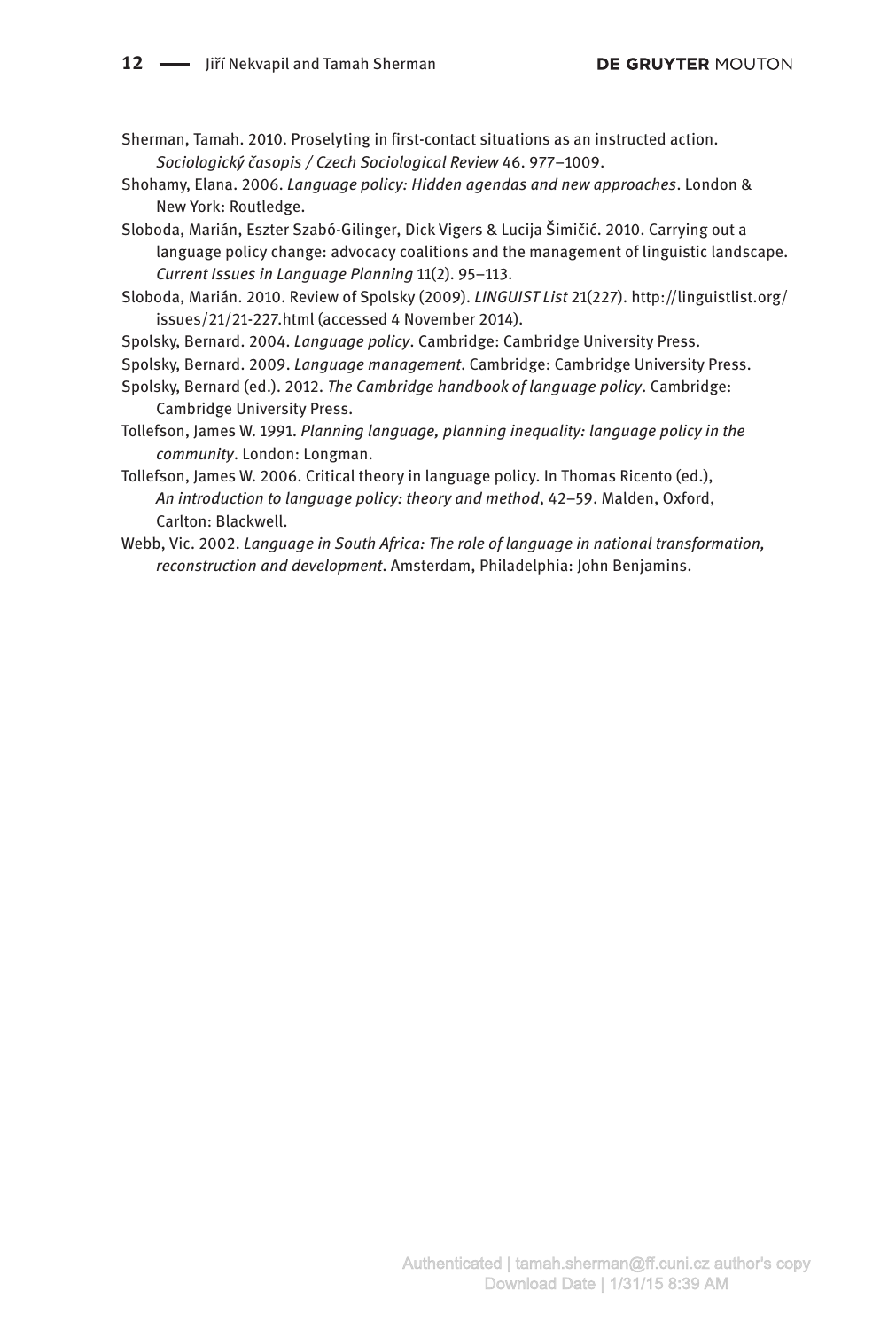Sherman, Tamah. 2010. Proselyting in first-contact situations as an instructed action. *Sociologický časopis / Czech Sociological Review* 46. 977–1009.

Shohamy, Elana. 2006. *Language policy: Hidden agendas and new approaches*. London & New York: Routledge.

Sloboda, Marián, Eszter Szabó-Gilinger, Dick Vigers & Lucija Šimičić. 2010. Carrying out a language policy change: advocacy coalitions and the management of linguistic landscape. *Current Issues in Language Planning* 11(2). 95–113.

Sloboda, Marián. 2010. Review of Spolsky (2009). *LINGUIST List* 21(227). http://linguistlist.org/issues/21/21-227.html (accessed 4 November 2014).

Spolsky, Bernard. 2004. *Language policy*. Cambridge: Cambridge University Press.

Spolsky, Bernard. 2009. *Language management*. Cambridge: Cambridge University Press.

Spolsky, Bernard (ed.). 2012. *The Cambridge handbook of language policy*. Cambridge: Cambridge University Press.

Tollefson, James W. 1991. *Planning language, planning inequality: language policy in the community*. London: Longman.

Tollefson, James W. 2006. Critical theory in language policy. In Thomas Ricento (ed.), *An introduction to language policy: theory and method*, 42–59. Malden, Oxford, Carlton: Blackwell.

Webb, Vic. 2002. *Language in South Africa: The role of language in national transformation, reconstruction and development*. Amsterdam, Philadelphia: John Benjamins.